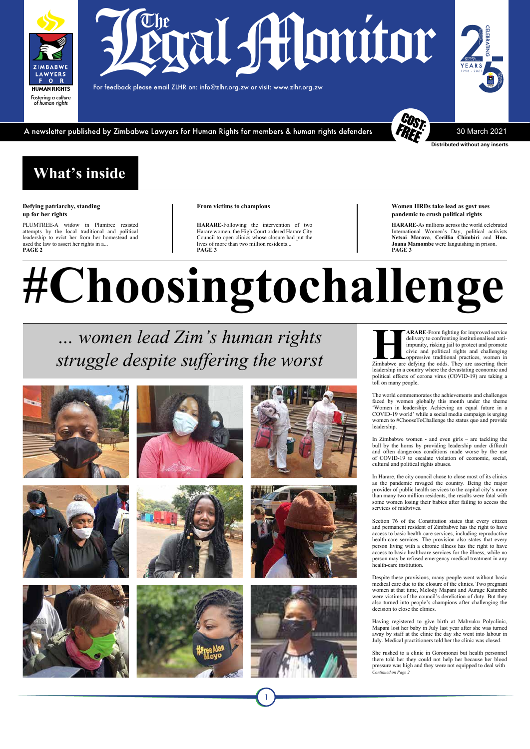# The Legal Monitor

ZIMBABWE LAWYERS FOR HUMAN RIGHTS

*Fostering a culture of human rights*

For feedback please email ZLHR on: info@zlhr.org.zw or visit: www.zlhr.org.zw

CELEBRATING 25 YEARS 1996 - 2021

A newsletter published by Zimbabwe Lawyers for Human Rights for members & human rights defenders

COST: FREE

30 March 2021

Distributed without any inserts

## What's inside

**Defying patriarchy, standing up for her rights**

PLUMTREE-A widow in Plumtree resisted attempts by the local traditional and political leadership to evict her from her homestead and used the law to assert her rights in a...
**PAGE 2**

**From victims to champions**

**HARARE**-Following the intervention of two Harare women, the High Court ordered Harare City Council to open clinics whose closure had put the lives of more than two million residents...
**PAGE 3**

**Women HRDs take lead as govt uses pandemic to crush political rights**

**HARARE**-As millions across the world celebrated International Women's Day, political activists **Netsai Marova**, **Cecillia Chimbiri** and **Hon. Joana Mamombe** were languishing in prison.
**PAGE 3**

# #Choosingtochallenge

## *... women lead Zim's human rights struggle despite suffering the worst*

**HARARE**-From fighting for improved service delivery to confronting institutionalised anti-impunity, risking jail to protect and promote civic and political rights and challenging oppressive traditional practices, women in Zimbabwe are defying the odds. They are asserting their leadership in a country where the devastating economic and political effects of corona virus (COVID-19) are taking a toll on many people.

The world commemorates the achievements and challenges faced by women globally this month under the theme 'Women in leadership: Achieving an equal future in a COVID-19 world' while a social media campaign is urging women to #ChooseToChallenge the status quo and provide leadership.

In Zimbabwe women - and even girls – are tackling the bull by the horns by providing leadership under difficult and often dangerous conditions made worse by the use of COVID-19 to escalate violation of economic, social, cultural and political rights abuses.

In Harare, the city council chose to close most of its clinics as the pandemic ravaged the country. Being the major provider of public health services to the capital city's more than many two million residents, the results were fatal with some women losing their babies after failing to access the services of midwives.

Section 76 of the Constitution states that every citizen and permanent resident of Zimbabwe has the right to have access to basic health-care services, including reproductive health-care services. The provision also states that every person living with a chronic illness has the right to have access to basic healthcare services for the illness, while no person may be refused emergency medical treatment in any health-care institution.

Despite these provisions, many people went without basic medical care due to the closure of the clinics. Two pregnant women at that time, Melody Mapani and Aurage Katumbe were victims of the council's dereliction of duty. But they also turned into people's champions after challenging the decision to close the clinics.

Having registered to give birth at Mabvuku Polyclinic, Mapani lost her baby in July last year after she was turned away by staff at the clinic the day she went into labour in July. Medical practitioners told her the clinic was closed.

She rushed to a clinic in Goromonzi but health personnel there told her they could not help her because her blood pressure was high and they were not equipped to deal with

*Continued on Page 2*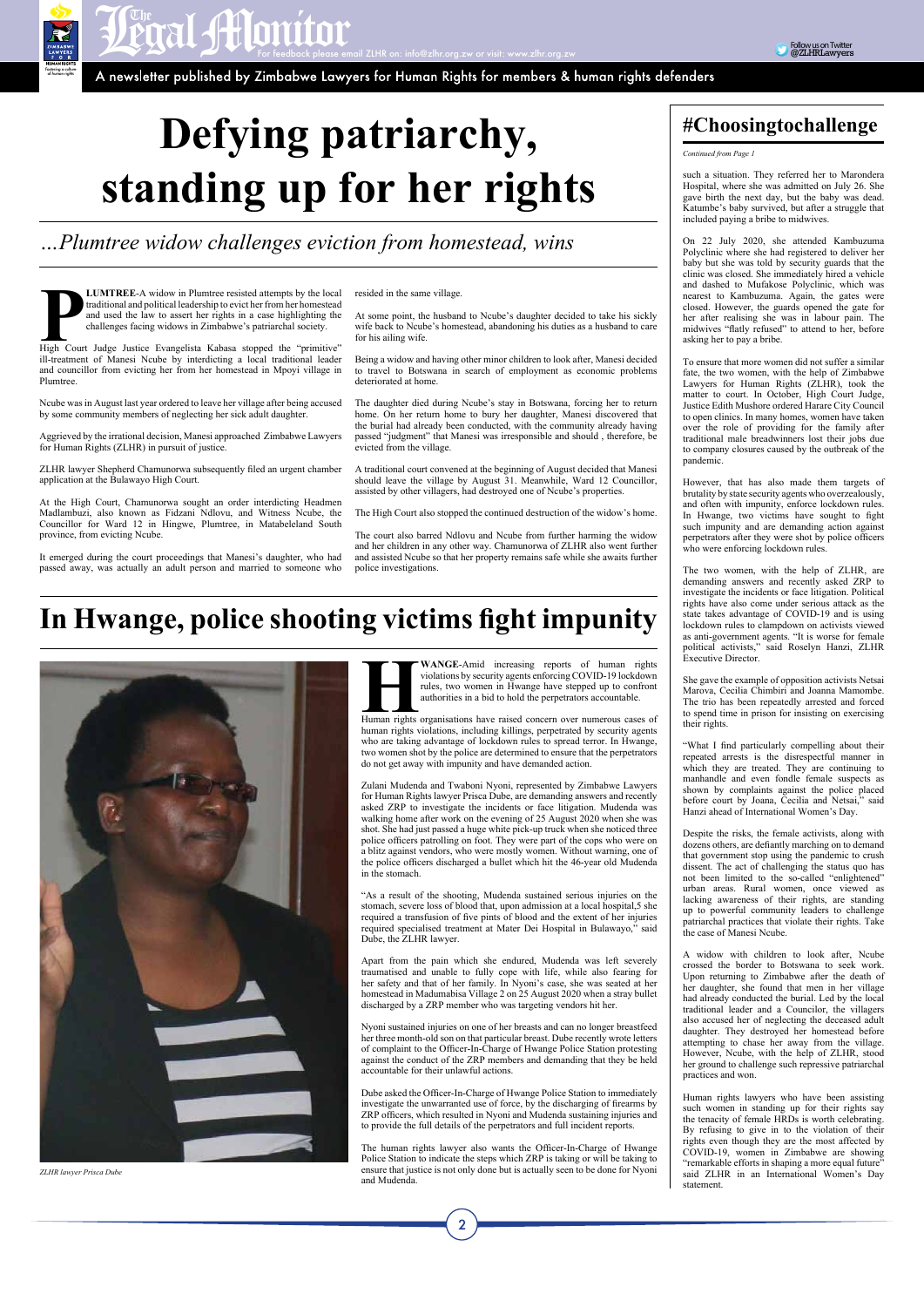# Defying patriarchy, standing up for her rights

*...Plumtree widow challenges eviction from homestead, wins*

**PLUMTREE**-A widow in Plumtree resisted attempts by the local traditional and political leadership to evict her from her homestead and used the law to assert her rights in a case highlighting the challenges facing widows in Zimbabwe's patriarchal society.

High Court Judge Justice Evangelista Kabasa stopped the "primitive" ill-treatment of Manesi Ncube by interdicting a local traditional leader and councillor from evicting her from her homestead in Mpoyi village in Plumtree.

Ncube was in August last year ordered to leave her village after being accused by some community members of neglecting her sick adult daughter.

Aggrieved by the irrational decision, Manesi approached Zimbabwe Lawyers for Human Rights (ZLHR) in pursuit of justice.

ZLHR lawyer Shepherd Chamunorwa subsequently filed an urgent chamber application at the Bulawayo High Court.

At the High Court, Chamunorwa sought an order interdicting Headmen Madlambuzi, also known as Fidzani Ndlovu, and Witness Ncube, the Councillor for Ward 12 in Hingwe, Plumtree, in Matabeleland South province, from evicting Ncube.

It emerged during the court proceedings that Manesi's daughter, who had passed away, was actually an adult person and married to someone who resided in the same village.

At some point, the husband to Ncube's daughter decided to take his sickly wife back to Ncube's homestead, abandoning his duties as a husband to care for his ailing wife.

Being a widow and having other minor children to look after, Manesi decided to travel to Botswana in search of employment as economic problems deteriorated at home.

The daughter died during Ncube's stay in Botswana, forcing her to return home. On her return home to bury her daughter, Manesi discovered that the burial had already been conducted, with the community already having passed "judgment" that Manesi was irresponsible and should , therefore, be evicted from the village.

A traditional court convened at the beginning of August decided that Manesi should leave the village by August 31. Meanwhile, Ward 12 Councillor, assisted by other villagers, had destroyed one of Ncube's properties.

The High Court also stopped the continued destruction of the widow's home.

The court also barred Ndlovu and Ncube from further harming the widow and her children in any other way. Chamunorwa of ZLHR also went further and assisted Ncube so that her property remains safe while she awaits further police investigations.

# In Hwange, police shooting victims fight impunity

*ZLHR lawyer Prisca Dube*

**HWANGE**-Amid increasing reports of human rights violations by security agents enforcing COVID-19 lockdown rules, two women in Hwange have stepped up to confront authorities in a bid to hold the perpetrators accountable.

Human rights organisations have raised concern over numerous cases of human rights violations, including killings, perpetrated by security agents who are taking advantage of lockdown rules to spread terror. In Hwange, two women shot by the police are determined to ensure that the perpetrators do not get away with impunity and have demanded action.

Zulani Mudenda and Twaboni Nyoni, represented by Zimbabwe Lawyers for Human Rights lawyer Prisca Dube, are demanding answers and recently asked ZRP to investigate the incidents or face litigation. Mudenda was walking home after work on the evening of 25 August 2020 when she was shot. She had just passed a huge white pick-up truck when she noticed three police officers patrolling on foot. They were part of the cops who were on a blitz against vendors, who were mostly women. Without warning, one of the police officers discharged a bullet which hit the 46-year old Mudenda in the stomach.

"As a result of the shooting, Mudenda sustained serious injuries on the stomach, severe loss of blood that, upon admission at a local hospital,5 she required a transfusion of five pints of blood and the extent of her injuries required specialised treatment at Mater Dei Hospital in Bulawayo," said Dube, the ZLHR lawyer.

Apart from the pain which she endured, Mudenda was left severely traumatised and unable to fully cope with life, while also fearing for her safety and that of her family. In Nyoni's case, she was seated at her homestead in Madumabisa Village 2 on 25 August 2020 when a stray bullet discharged by a ZRP member who was targeting vendors hit her.

Nyoni sustained injuries on one of her breasts and can no longer breastfeed her three month-old son on that particular breast. Dube recently wrote letters of complaint to the Officer-In-Charge of Hwange Police Station protesting against the conduct of the ZRP members and demanding that they be held accountable for their unlawful actions.

Dube asked the Officer-In-Charge of Hwange Police Station to immediately investigate the unwarranted use of force, by the discharging of firearms by ZRP officers, which resulted in Nyoni and Mudenda sustaining injuries and to provide the full details of the perpetrators and full incident reports.

The human rights lawyer also wants the Officer-In-Charge of Hwange Police Station to indicate the steps which ZRP is taking or will be taking to ensure that justice is not only done but is actually seen to be done for Nyoni and Mudenda.

## #Choosingtochallenge

*Continued from Page 1*

such a situation. They referred her to Marondera Hospital, where she was admitted on July 26. She gave birth the next day, but the baby was dead. Katumbe's baby survived, but after a struggle that included paying a bribe to midwives.

On 22 July 2020, she attended Kambuzuma Polyclinic where she had registered to deliver her baby but she was told by security guards that the clinic was closed. She immediately hired a vehicle and dashed to Mufakose Polyclinic, which was nearest to Kambuzuma. Again, the gates were closed. However, the guards opened the gate for her after realising she was in labour pain. The midwives "flatly refused" to attend to her, before asking her to pay a bribe.

To ensure that more women did not suffer a similar fate, the two women, with the help of Zimbabwe Lawyers for Human Rights (ZLHR), took the matter to court. In October, High Court Judge, Justice Edith Mushore ordered Harare City Council to open clinics. In many homes, women have taken over the role of providing for the family after traditional male breadwinners lost their jobs due to company closures caused by the outbreak of the pandemic.

However, that has also made them targets of brutality by state security agents who overzealously, and often with impunity, enforce lockdown rules. In Hwange, two victims have sought to fight such impunity and are demanding action against perpetrators after they were shot by police officers who were enforcing lockdown rules.

The two women, with the help of ZLHR, are demanding answers and recently asked ZRP to investigate the incidents or face litigation. Political rights have also come under serious attack as the state takes advantage of COVID-19 and is using lockdown rules to clampdown on activists viewed as anti-government agents. "It is worse for female political activists," said Roselyn Hanzi, ZLHR Executive Director.

She gave the example of opposition activists Netsai Marova, Cecilia Chimbiri and Joanna Mamombe. The trio has been repeatedly arrested and forced to spend time in prison for insisting on exercising their rights.

"What I find particularly compelling about their repeated arrests is the disrespectful manner in which they are treated. They are continuing to manhandle and even fondle female suspects as shown by complaints against the police placed before court by Joana, Cecilia and Netsai," said Hanzi ahead of International Women's Day.

Despite the risks, the female activists, along with dozens others, are defiantly marching on to demand that government stop using the pandemic to crush dissent. The act of challenging the status quo has not been limited to the so-called "enlightened" urban areas. Rural women, once viewed as lacking awareness of their rights, are standing up to powerful community leaders to challenge patriarchal practices that violate their rights. Take the case of Manesi Ncube.

A widow with children to look after, Ncube crossed the border to Botswana to seek work. Upon returning to Zimbabwe after the death of her daughter, she found that men in her village had already conducted the burial. Led by the local traditional leader and a Councilor, the villagers also accused her of neglecting the deceased adult daughter. They destroyed her homestead before attempting to chase her away from the village. However, Ncube, with the help of ZLHR, stood her ground to challenge such repressive patriarchal practices and won.

Human rights lawyers who have been assisting such women in standing up for their rights say the tenacity of female HRDs is worth celebrating. By refusing to give in to the violation of their rights even though they are the most affected by COVID-19, women in Zimbabwe are showing "remarkable efforts in shaping a more equal future" said ZLHR in an International Women's Day statement.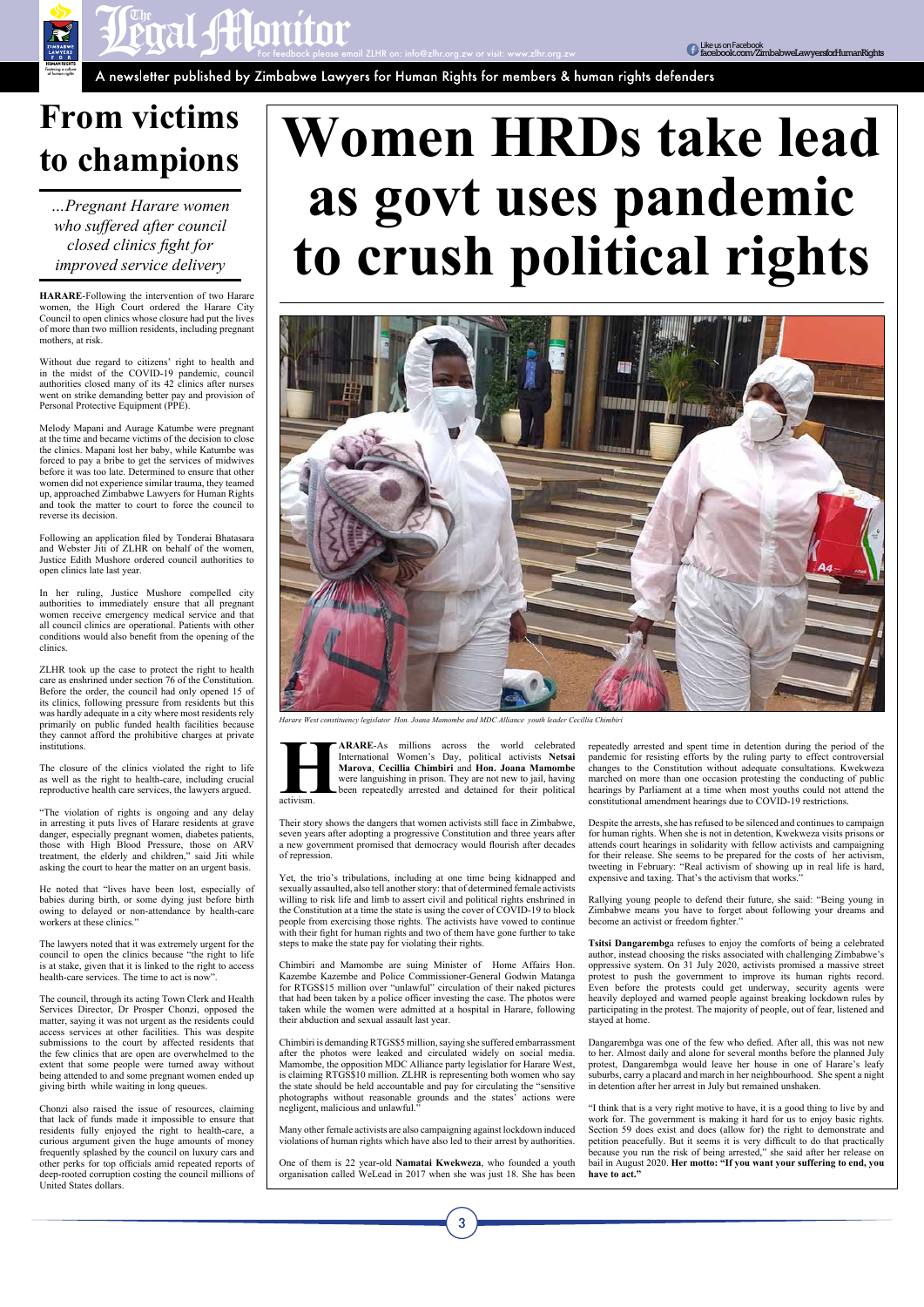# From victims to champions

*...Pregnant Harare women who suffered after council closed clinics fight for improved service delivery*

**HARARE**-Following the intervention of two Harare women, the High Court ordered the Harare City Council to open clinics whose closure had put the lives of more than two million residents, including pregnant mothers, at risk.

Without due regard to citizens' right to health and in the midst of the COVID-19 pandemic, council authorities closed many of its 42 clinics after nurses went on strike demanding better pay and provision of Personal Protective Equipment (PPE).

Melody Mapani and Aurage Katumbe were pregnant at the time and became victims of the decision to close the clinics. Mapani lost her baby, while Katumbe was forced to pay a bribe to get the services of midwives before it was too late. Determined to ensure that other women did not experience similar trauma, they teamed up, approached Zimbabwe Lawyers for Human Rights and took the matter to court to force the council to reverse its decision.

Following an application filed by Tonderai Bhatasara and Webster Jiti of ZLHR on behalf of the women, Justice Edith Mushore ordered council authorities to open clinics late last year.

In her ruling, Justice Mushore compelled city authorities to immediately ensure that all pregnant women receive emergency medical service and that all council clinics are operational. Patients with other conditions would also benefit from the opening of the clinics.

ZLHR took up the case to protect the right to health care as enshrined under section 76 of the Constitution. Before the order, the council had only opened 15 of its clinics, following pressure from residents but this was hardly adequate in a city where most residents rely primarily on public funded health facilities because they cannot afford the prohibitive charges at private institutions.

The closure of the clinics violated the right to life as well as the right to health-care, including crucial reproductive health care services, the lawyers argued.

"The violation of rights is ongoing and any delay in arresting it puts lives of Harare residents at grave danger, especially pregnant women, diabetes patients, those with High Blood Pressure, those on ARV treatment, the elderly and children," said Jiti while asking the court to hear the matter on an urgent basis.

He noted that "lives have been lost, especially of babies during birth, or some dying just before birth owing to delayed or non-attendance by health-care workers at these clinics."

The lawyers noted that it was extremely urgent for the council to open the clinics because "the right to life is at stake, given that it is linked to the right to access health-care services. The time to act is now".

The council, through its acting Town Clerk and Health Services Director, Dr Prosper Chonzi, opposed the matter, saying it was not urgent as the residents could access services at other facilities. This was despite submissions to the court by affected residents that the few clinics that are open are overwhelmed to the extent that some people were turned away without being attended to and some pregnant women ended up giving birth while waiting in long queues.

Chonzi also raised the issue of resources, claiming that lack of funds made it impossible to ensure that residents fully enjoyed the right to health-care, a curious argument given the huge amounts of money frequently splashed by the council on luxury cars and other perks for top officials amid repeated reports of deep-rooted corruption costing the council millions of United States dollars.

# Women HRDs take lead as govt uses pandemic to crush political rights

*Harare West constituency legislator Hon. Joana Mamombe and MDC Alliance youth leader Cecillia Chimbiri*

**HARARE**-As millions across the world celebrated International Women's Day, political activists **Netsai Marova**, **Cecillia Chimbiri** and **Hon. Joana Mamombe** were languishing in prison. They are not new to jail, having been repeatedly arrested and detained for their political activism.

Their story shows the dangers that women activists still face in Zimbabwe, seven years after adopting a progressive Constitution and three years after a new government promised that democracy would flourish after decades of repression.

Yet, the trio's tribulations, including at one time being kidnapped and sexually assaulted, also tell another story: that of determined female activists willing to risk life and limb to assert civil and political rights enshrined in the Constitution at a time the state is using the cover of COVID-19 to block people from exercising those rights. The activists have vowed to continue with their fight for human rights and two of them have gone further to take steps to make the state pay for violating their rights.

Chimbiri and Mamombe are suing Minister of Home Affairs Hon. Kazembe Kazembe and Police Commissioner-General Godwin Matanga for RTGS$15 million over "unlawful" circulation of their naked pictures that had been taken by a police officer investing the case. The photos were taken while the women were admitted at a hospital in Harare, following their abduction and sexual assault last year.

Chimbiri is demanding RTGS$5 million, saying she suffered embarrassment after the photos were leaked and circulated widely on social media. Mamombe, the opposition MDC Alliance party legislator for Harare West, is claiming RTGS$10 million. ZLHR is representing both women who say the state should be held accountable and pay for circulating the "sensitive photographs without reasonable grounds and the states' actions were negligent, malicious and unlawful."

Many other female activists are also campaigning against lockdown induced violations of human rights which have also led to their arrest by authorities.

One of them is 22 year-old **Namatai Kwekweza**, who founded a youth organisation called WeLead in 2017 when she was just 18. She has been repeatedly arrested and spent time in detention during the period of the pandemic for resisting efforts by the ruling party to effect controversial changes to the Constitution without adequate consultations. Kwekweza marched on more than one occasion protesting the conducting of public hearings by Parliament at a time when most youths could not attend the constitutional amendment hearings due to COVID-19 restrictions.

Despite the arrests, she has refused to be silenced and continues to campaign for human rights. When she is not in detention, Kwekweza visits prisons or attends court hearings in solidarity with fellow activists and campaigning for their release. She seems to be prepared for the costs of her activism, tweeting in February: "Real activism of showing up in real life is hard, expensive and taxing. That's the activism that works."

Rallying young people to defend their future, she said: "Being young in Zimbabwe means you have to forget about following your dreams and become an activist or freedom fighter."

**Tsitsi Dangarembg**a refuses to enjoy the comforts of being a celebrated author, instead choosing the risks associated with challenging Zimbabwe's oppressive system. On 31 July 2020, activists promised a massive street protest to push the government to improve its human rights record. Even before the protests could get underway, security agents were heavily deployed and warned people against breaking lockdown rules by participating in the protest. The majority of people, out of fear, listened and stayed at home.

Dangarembga was one of the few who defied. After all, this was not new to her. Almost daily and alone for several months before the planned July protest, Dangarembga would leave her house in one of Harare's leafy suburbs, carry a placard and march in her neighbourhood. She spent a night in detention after her arrest in July but remained unshaken.

"I think that is a very right motive to have, it is a good thing to live by and work for. The government is making it hard for us to enjoy basic rights. Section 59 does exist and does (allow for) the right to demonstrate and petition peacefully. But it seems it is very difficult to do that practically because you run the risk of being arrested," she said after her release on bail in August 2020. **Her motto: "If you want your suffering to end, you have to act."**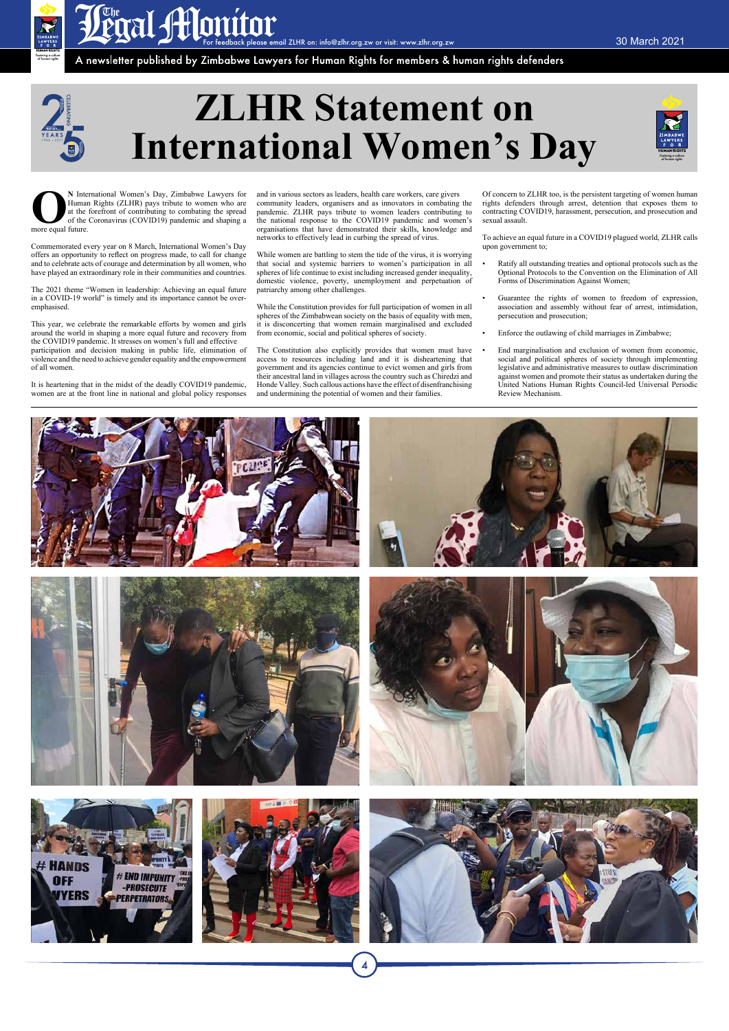# ZLHR Statement on International Women's Day

ON International Women's Day, Zimbabwe Lawyers for Human Rights (ZLHR) pays tribute to women who are at the forefront of contributing to combating the spread of the Coronavirus (COVID19) pandemic and shaping a more equal future.

Commemorated every year on 8 March, International Women's Day offers an opportunity to reflect on progress made, to call for change and to celebrate acts of courage and determination by all women, who have played an extraordinary role in their communities and countries.

The 2021 theme "Women in leadership: Achieving an equal future in a COVID-19 world" is timely and its importance cannot be over-emphasised.

This year, we celebrate the remarkable efforts by women and girls around the world in shaping a more equal future and recovery from the COVID19 pandemic. It stresses on women's full and effective participation and decision making in public life, elimination of violence and the need to achieve gender equality and the empowerment of all women.

It is heartening that in the midst of the deadly COVID19 pandemic, women are at the front line in national and global policy responses and in various sectors as leaders, health care workers, care givers community leaders, organisers and as innovators in combating the pandemic. ZLHR pays tribute to women leaders contributing to the national response to the COVID19 pandemic and women's organisations that have demonstrated their skills, knowledge and networks to effectively lead in curbing the spread of virus.

While women are battling to stem the tide of the virus, it is worrying that social and systemic barriers to women's participation in all spheres of life continue to exist including increased gender inequality, domestic violence, poverty, unemployment and perpetuation of patriarchy among other challenges.

While the Constitution provides for full participation of women in all spheres of the Zimbabwean society on the basis of equality with men, it is disconcerting that women remain marginalised and excluded from economic, social and political spheres of society.

The Constitution also explicitly provides that women must have access to resources including land and it is disheartening that government and its agencies continue to evict women and girls from their ancestral land in villages across the country such as Chiredzi and Honde Valley. Such callous actions have the effect of disenfranchising and undermining the potential of women and their families.

Of concern to ZLHR too, is the persistent targeting of women human rights defenders through arrest, detention that exposes them to contracting COVID19, harassment, persecution, and prosecution and sexual assault.

To achieve an equal future in a COVID19 plagued world, ZLHR calls upon government to;

- Ratify all outstanding treaties and optional protocols such as the Optional Protocols to the Convention on the Elimination of All Forms of Discrimination Against Women;
- Guarantee the rights of women to freedom of expression, association and assembly without fear of arrest, intimidation, persecution and prosecution;
- Enforce the outlawing of child marriages in Zimbabwe;
- End marginalisation and exclusion of women from economic, social and political spheres of society through implementing legislative and administrative measures to outlaw discrimination against women and promote their status as undertaken during the United Nations Human Rights Council-led Universal Periodic Review Mechanism.